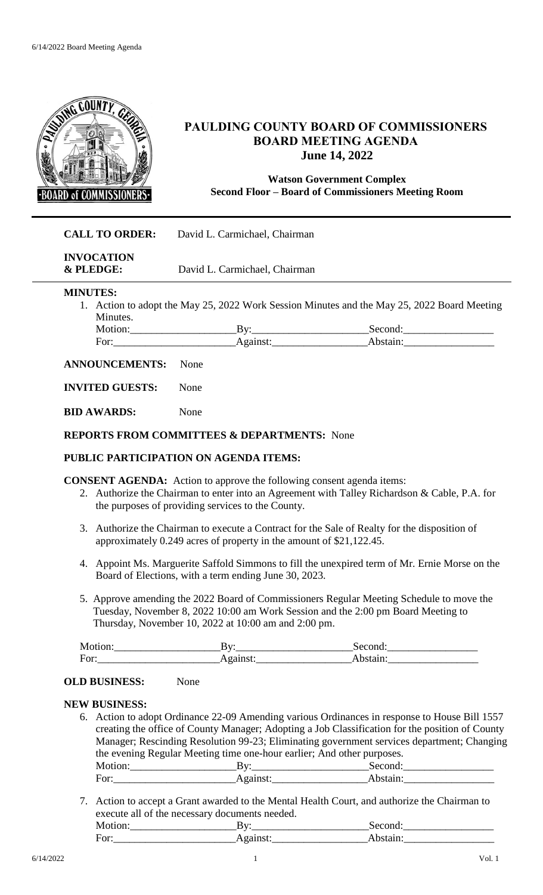# PAULDING COUNTY BOARD OF COMMISSIONERS
## BOARD MEETING AGENDA
### June 14, 2022

**Watson Government Complex**
**Second Floor – Board of Commissioners Meeting Room**

**CALL TO ORDER:** David L. Carmichael, Chairman

**INVOCATION & PLEDGE:** David L. Carmichael, Chairman

**MINUTES:**

1. Action to adopt the May 25, 2022 Work Session Minutes and the May 25, 2022 Board Meeting Minutes.

   Motion:____________________By:______________________Second:_________________
   For:_______________________Against:__________________Abstain:_________________

**ANNOUNCEMENTS:** None

**INVITED GUESTS:** None

**BID AWARDS:** None

**REPORTS FROM COMMITTEES & DEPARTMENTS:** None

**PUBLIC PARTICIPATION ON AGENDA ITEMS:**

**CONSENT AGENDA:** Action to approve the following consent agenda items:

2. Authorize the Chairman to enter into an Agreement with Talley Richardson & Cable, P.A. for the purposes of providing services to the County.

3. Authorize the Chairman to execute a Contract for the Sale of Realty for the disposition of approximately 0.249 acres of property in the amount of $21,122.45.

4. Appoint Ms. Marguerite Saffold Simmons to fill the unexpired term of Mr. Ernie Morse on the Board of Elections, with a term ending June 30, 2023.

5. Approve amending the 2022 Board of Commissioners Regular Meeting Schedule to move the Tuesday, November 8, 2022 10:00 am Work Session and the 2:00 pm Board Meeting to Thursday, November 10, 2022 at 10:00 am and 2:00 pm.

   Motion:____________________By:______________________Second:_________________
   For:_______________________Against:__________________Abstain:_________________

**OLD BUSINESS:** None

**NEW BUSINESS:**

6. Action to adopt Ordinance 22-09 Amending various Ordinances in response to House Bill 1557 creating the office of County Manager; Adopting a Job Classification for the position of County Manager; Rescinding Resolution 99-23; Eliminating government services department; Changing the evening Regular Meeting time one-hour earlier; And other purposes.

   Motion:____________________By:______________________Second:_________________
   For:_______________________Against:__________________Abstain:_________________

7. Action to accept a Grant awarded to the Mental Health Court, and authorize the Chairman to execute all of the necessary documents needed.

   Motion:____________________By:______________________Second:_________________
   For:_______________________Against:__________________Abstain:_________________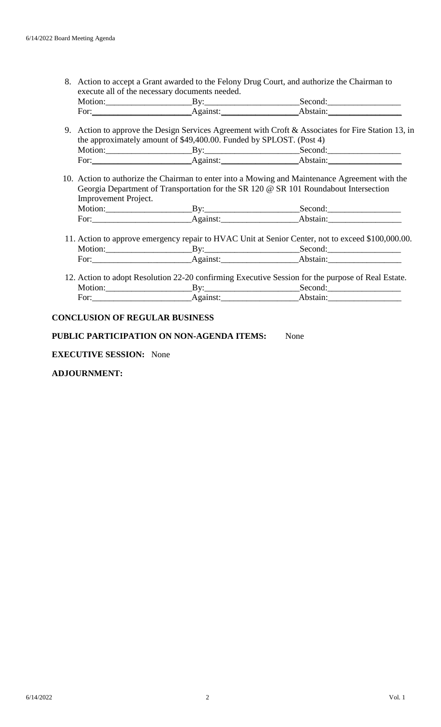8. Action to accept a Grant awarded to the Felony Drug Court, and authorize the Chairman to execute all of the necessary documents needed.
   Motion:___________________By:_____________________Second:________________
   For:______________________Against:_________________Abstain:________________

9. Action to approve the Design Services Agreement with Croft & Associates for Fire Station 13, in the approximately amount of $49,400.00. Funded by SPLOST. (Post 4)
   Motion:___________________By:_____________________Second:________________
   For:______________________Against:_________________Abstain:________________

10. Action to authorize the Chairman to enter into a Mowing and Maintenance Agreement with the Georgia Department of Transportation for the SR 120 @ SR 101 Roundabout Intersection Improvement Project.
    Motion:___________________By:_____________________Second:________________
    For:______________________Against:_________________Abstain:________________

11. Action to approve emergency repair to HVAC Unit at Senior Center, not to exceed $100,000.00.
    Motion:___________________By:_____________________Second:________________
    For:______________________Against:_________________Abstain:________________

12. Action to adopt Resolution 22-20 confirming Executive Session for the purpose of Real Estate.
    Motion:___________________By:_____________________Second:________________
    For:______________________Against:_________________Abstain:________________

**CONCLUSION OF REGULAR BUSINESS**

**PUBLIC PARTICIPATION ON NON-AGENDA ITEMS:** None

**EXECUTIVE SESSION:** None

**ADJOURNMENT:**